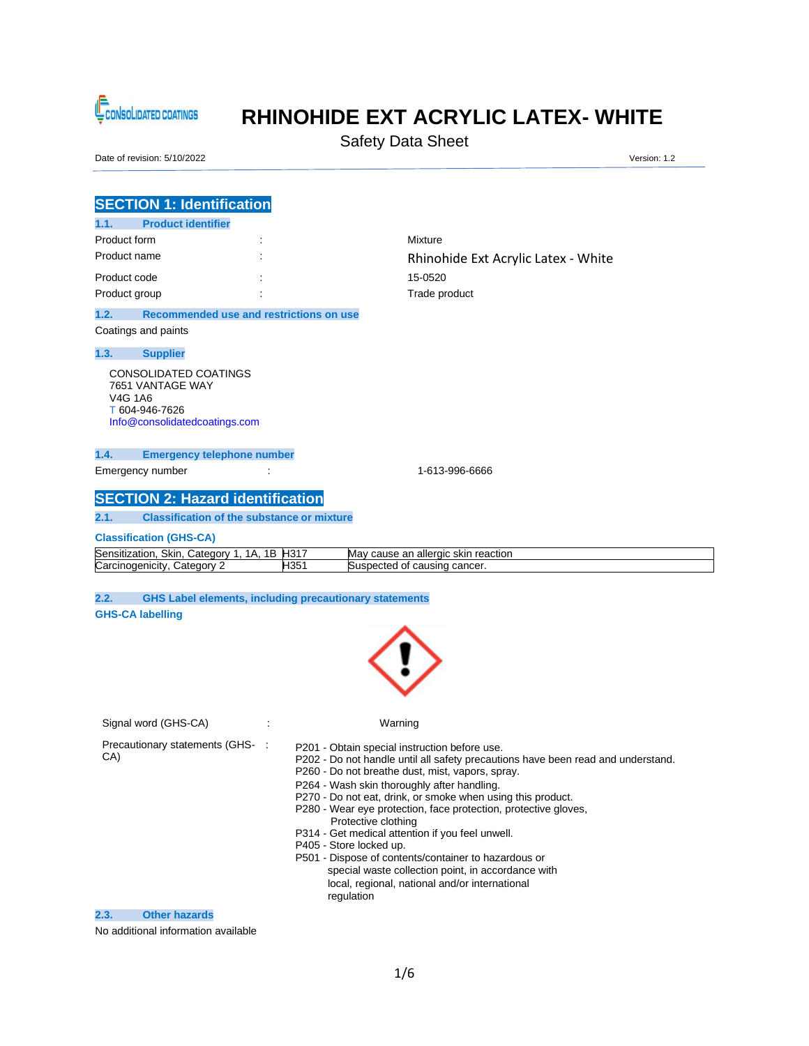# RHINOHIDE EXT ACRYLIC LATEX- WHITE

Safety Data Sheet

Date of revision: 5/10/2022

Version: 1.2

## SECTION 1: Identification

### 1.1. Product identifier

| | | |
|---|---|---|
| Product form | : | Mixture |
| Product name | : | Rhinohide Ext Acrylic Latex - White |
| Product code | : | 15-0520 |
| Product group | : | Trade product |

### 1.2. Recommended use and restrictions on use

Coatings and paints

### 1.3. Supplier

CONSOLIDATED COATINGS
7651 VANTAGE WAY
V4G 1A6
T 604-946-7626
Info@consolidatedcoatings.com

### 1.4. Emergency telephone number

| | | |
|---|---|---|
| Emergency number | : | 1-613-996-6666 |

## SECTION 2: Hazard identification

### 2.1. Classification of the substance or mixture

**Classification (GHS-CA)**

| | | |
|---|---|---|
| Sensitization, Skin, Category 1, 1A, 1B | H317 | May cause an allergic skin reaction |
| Carcinogenicity, Category 2 | H351 | Suspected of causing cancer. |

### 2.2. GHS Label elements, including precautionary statements

**GHS-CA labelling**

Signal word (GHS-CA) : Warning

Precautionary statements (GHS-CA) :

P201 - Obtain special instruction before use.
P202 - Do not handle until all safety precautions have been read and understand.
P260 - Do not breathe dust, mist, vapors, spray.
P264 - Wash skin thoroughly after handling.
P270 - Do not eat, drink, or smoke when using this product.
P280 - Wear eye protection, face protection, protective gloves, Protective clothing
P314 - Get medical attention if you feel unwell.
P405 - Store locked up.
P501 - Dispose of contents/container to hazardous or special waste collection point, in accordance with local, regional, national and/or international regulation

### 2.3. Other hazards

No additional information available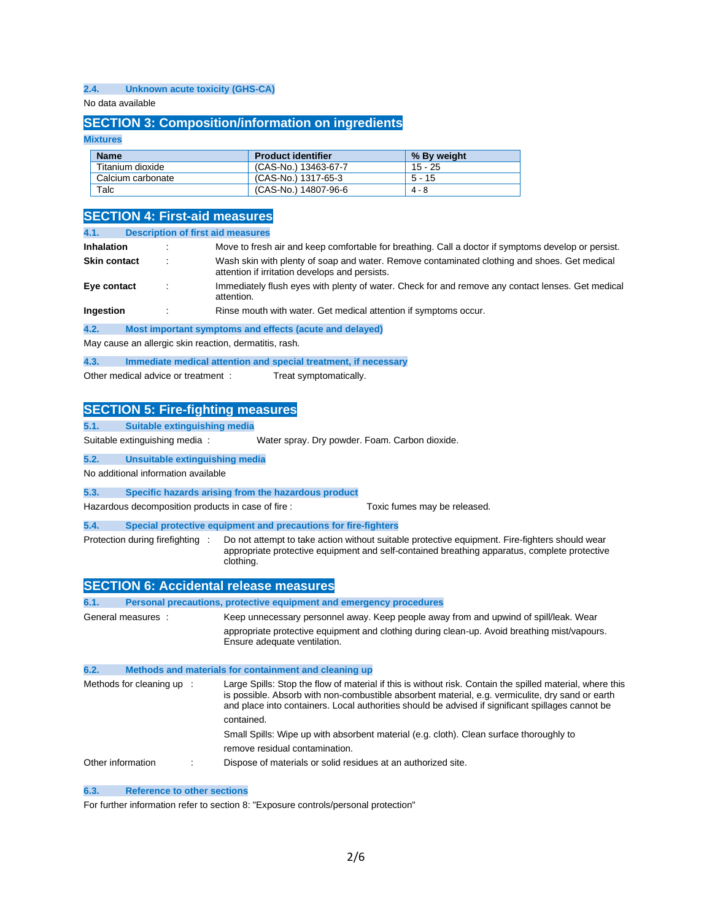### 2.4. Unknown acute toxicity (GHS-CA)

No data available

## SECTION 3: Composition/information on ingredients

### Mixtures

| Name | Product identifier | % By weight |
|---|---|---|
| Titanium dioxide | (CAS-No.) 13463-67-7 | 15 - 25 |
| Calcium carbonate | (CAS-No.) 1317-65-3 | 5 - 15 |
| Talc | (CAS-No.) 14807-96-6 | 4 - 8 |

## SECTION 4: First-aid measures

### 4.1. Description of first aid measures

**Inhalation** : Move to fresh air and keep comfortable for breathing. Call a doctor if symptoms develop or persist.

**Skin contact** : Wash skin with plenty of soap and water. Remove contaminated clothing and shoes. Get medical attention if irritation develops and persists.

**Eye contact** : Immediately flush eyes with plenty of water. Check for and remove any contact lenses. Get medical attention.

**Ingestion** : Rinse mouth with water. Get medical attention if symptoms occur.

### 4.2. Most important symptoms and effects (acute and delayed)

May cause an allergic skin reaction, dermatitis, rash.

### 4.3. Immediate medical attention and special treatment, if necessary

Other medical advice or treatment : Treat symptomatically.

## SECTION 5: Fire-fighting measures

### 5.1. Suitable extinguishing media

Suitable extinguishing media : Water spray. Dry powder. Foam. Carbon dioxide.

### 5.2. Unsuitable extinguishing media

No additional information available

### 5.3. Specific hazards arising from the hazardous product

Hazardous decomposition products in case of fire : Toxic fumes may be released.

### 5.4. Special protective equipment and precautions for fire-fighters

Protection during firefighting : Do not attempt to take action without suitable protective equipment. Fire-fighters should wear appropriate protective equipment and self-contained breathing apparatus, complete protective clothing.

## SECTION 6: Accidental release measures

### 6.1. Personal precautions, protective equipment and emergency procedures

General measures : Keep unnecessary personnel away. Keep people away from and upwind of spill/leak. Wear appropriate protective equipment and clothing during clean-up. Avoid breathing mist/vapours. Ensure adequate ventilation.

### 6.2. Methods and materials for containment and cleaning up

Methods for cleaning up : Large Spills: Stop the flow of material if this is without risk. Contain the spilled material, where this is possible. Absorb with non-combustible absorbent material, e.g. vermiculite, dry sand or earth and place into containers. Local authorities should be advised if significant spillages cannot be contained.

Small Spills: Wipe up with absorbent material (e.g. cloth). Clean surface thoroughly to remove residual contamination.

Other information : Dispose of materials or solid residues at an authorized site.

### 6.3. Reference to other sections

For further information refer to section 8: "Exposure controls/personal protection"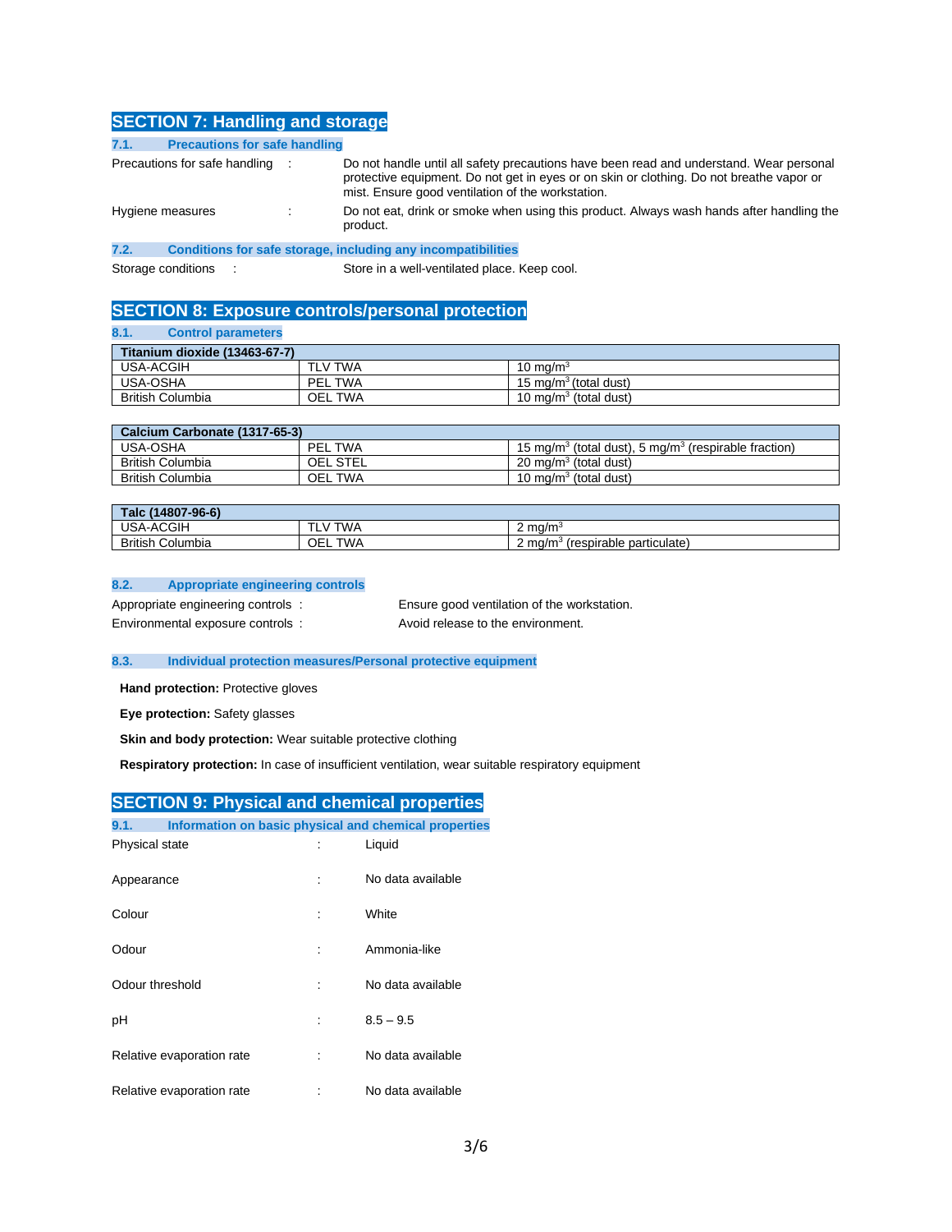## SECTION 7: Handling and storage

### 7.1. Precautions for safe handling

Precautions for safe handling : Do not handle until all safety precautions have been read and understand. Wear personal protective equipment. Do not get in eyes or on skin or clothing. Do not breathe vapor or mist. Ensure good ventilation of the workstation.

Hygiene measures : Do not eat, drink or smoke when using this product. Always wash hands after handling the product.

### 7.2. Conditions for safe storage, including any incompatibilities

Storage conditions : Store in a well-ventilated place. Keep cool.

## SECTION 8: Exposure controls/personal protection

### 8.1. Control parameters

| Titanium dioxide (13463-67-7) | | |
|---|---|---|
| USA-ACGIH | TLV TWA | 10 mg/m$^3$ |
| USA-OSHA | PEL TWA | 15 mg/m$^3$ (total dust) |
| British Columbia | OEL TWA | 10 mg/m$^3$ (total dust) |

| Calcium Carbonate (1317-65-3) | | |
|---|---|---|
| USA-OSHA | PEL TWA | 15 mg/m$^3$ (total dust), 5 mg/m$^3$ (respirable fraction) |
| British Columbia | OEL STEL | 20 mg/m$^3$ (total dust) |
| British Columbia | OEL TWA | 10 mg/m$^3$ (total dust) |

| Talc (14807-96-6) | | |
|---|---|---|
| USA-ACGIH | TLV TWA | 2 mg/m$^3$ |
| British Columbia | OEL TWA | 2 mg/m$^3$ (respirable particulate) |

### 8.2. Appropriate engineering controls

Appropriate engineering controls : Ensure good ventilation of the workstation.

Environmental exposure controls : Avoid release to the environment.

### 8.3. Individual protection measures/Personal protective equipment

**Hand protection:** Protective gloves

**Eye protection:** Safety glasses

**Skin and body protection:** Wear suitable protective clothing

**Respiratory protection:** In case of insufficient ventilation, wear suitable respiratory equipment

## SECTION 9: Physical and chemical properties

### 9.1. Information on basic physical and chemical properties

Physical state : Liquid

Appearance : No data available

Colour : White

Odour : Ammonia-like

Odour threshold : No data available

pH : 8.5 – 9.5

Relative evaporation rate : No data available

Relative evaporation rate : No data available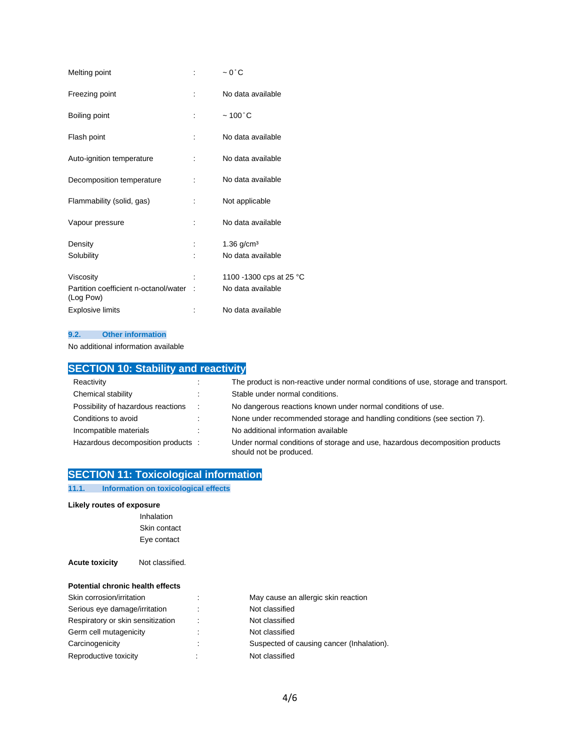| | | |
|---|---|---|
| Melting point | : | ~ 0˚C |
| Freezing point | : | No data available |
| Boiling point | : | ~ 100˚C |
| Flash point | : | No data available |
| Auto-ignition temperature | : | No data available |
| Decomposition temperature | : | No data available |
| Flammability (solid, gas) | : | Not applicable |
| Vapour pressure | : | No data available |
| Density | : | 1.36 g/cm³ |
| Solubility | : | No data available |
| Viscosity | : | 1100 -1300 cps at 25 °C |
| Partition coefficient n-octanol/water (Log Pow) | : | No data available |
| Explosive limits | : | No data available |

### 9.2. Other information

No additional information available

## SECTION 10: Stability and reactivity

| | | |
|---|---|---|
| Reactivity | : | The product is non-reactive under normal conditions of use, storage and transport. |
| Chemical stability | : | Stable under normal conditions. |
| Possibility of hazardous reactions | : | No dangerous reactions known under normal conditions of use. |
| Conditions to avoid | : | None under recommended storage and handling conditions (see section 7). |
| Incompatible materials | : | No additional information available |
| Hazardous decomposition products | : | Under normal conditions of storage and use, hazardous decomposition products should not be produced. |

## SECTION 11: Toxicological information

### 11.1. Information on toxicological effects

**Likely routes of exposure**

Inhalation
Skin contact
Eye contact

**Acute toxicity** Not classified.

**Potential chronic health effects**

| | | |
|---|---|---|
| Skin corrosion/irritation | : | May cause an allergic skin reaction |
| Serious eye damage/irritation | : | Not classified |
| Respiratory or skin sensitization | : | Not classified |
| Germ cell mutagenicity | : | Not classified |
| Carcinogenicity | : | Suspected of causing cancer (Inhalation). |
| Reproductive toxicity | : | Not classified |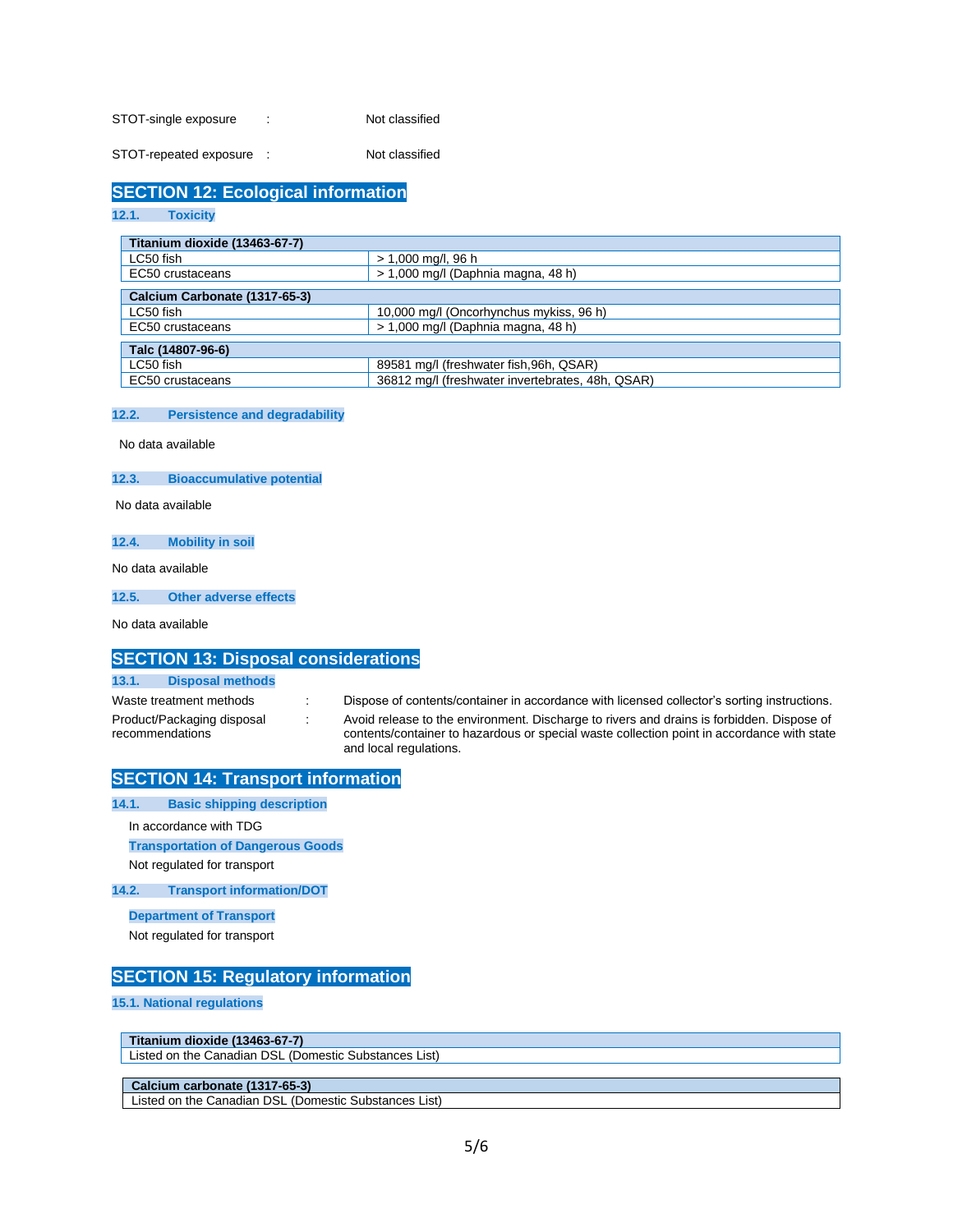STOT-single exposure : Not classified

STOT-repeated exposure : Not classified

## SECTION 12: Ecological information

### 12.1. Toxicity

| Titanium dioxide (13463-67-7) | |
|---|---|
| LC50 fish | > 1,000 mg/l, 96 h |
| EC50 crustaceans | > 1,000 mg/l (Daphnia magna, 48 h) |

| Calcium Carbonate (1317-65-3) | |
|---|---|
| LC50 fish | 10,000 mg/l (Oncorhynchus mykiss, 96 h) |
| EC50 crustaceans | > 1,000 mg/l (Daphnia magna, 48 h) |

| Talc (14807-96-6) | |
|---|---|
| LC50 fish | 89581 mg/l (freshwater fish,96h, QSAR) |
| EC50 crustaceans | 36812 mg/l (freshwater invertebrates, 48h, QSAR) |

### 12.2. Persistence and degradability

No data available

### 12.3. Bioaccumulative potential

No data available

### 12.4. Mobility in soil

No data available

### 12.5. Other adverse effects

No data available

## SECTION 13: Disposal considerations

### 13.1. Disposal methods

Waste treatment methods : Dispose of contents/container in accordance with licensed collector's sorting instructions.

Product/Packaging disposal recommendations : Avoid release to the environment. Discharge to rivers and drains is forbidden. Dispose of contents/container to hazardous or special waste collection point in accordance with state and local regulations.

## SECTION 14: Transport information

### 14.1. Basic shipping description

In accordance with TDG

**Transportation of Dangerous Goods**

Not regulated for transport

### 14.2. Transport information/DOT

**Department of Transport**

Not regulated for transport

## SECTION 15: Regulatory information

### 15.1. National regulations

| Titanium dioxide (13463-67-7) |
|---|
| Listed on the Canadian DSL (Domestic Substances List) |

| Calcium carbonate (1317-65-3) |
|---|
| Listed on the Canadian DSL (Domestic Substances List) |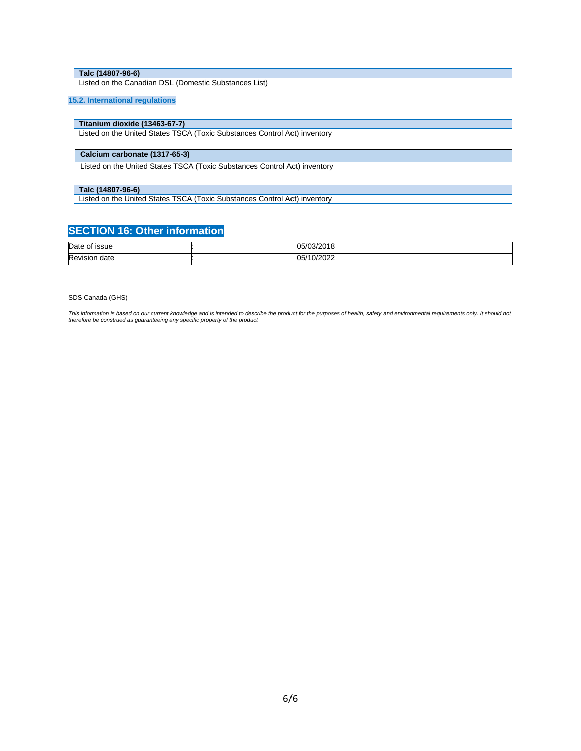| Talc (14807-96-6) |
| --- |
| Listed on the Canadian DSL (Domestic Substances List) |

### 15.2. International regulations

| Titanium dioxide (13463-67-7) |
| --- |
| Listed on the United States TSCA (Toxic Substances Control Act) inventory |

| Calcium carbonate (1317-65-3) |
| --- |
| Listed on the United States TSCA (Toxic Substances Control Act) inventory |

| Talc (14807-96-6) |
| --- |
| Listed on the United States TSCA (Toxic Substances Control Act) inventory |

## SECTION 16: Other information

| | | |
| --- | --- | --- |
| Date of issue | : | 05/03/2018 |
| Revision date | : | 05/10/2022 |

SDS Canada (GHS)

*This information is based on our current knowledge and is intended to describe the product for the purposes of health, safety and environmental requirements only. It should not therefore be construed as guaranteeing any specific property of the product*